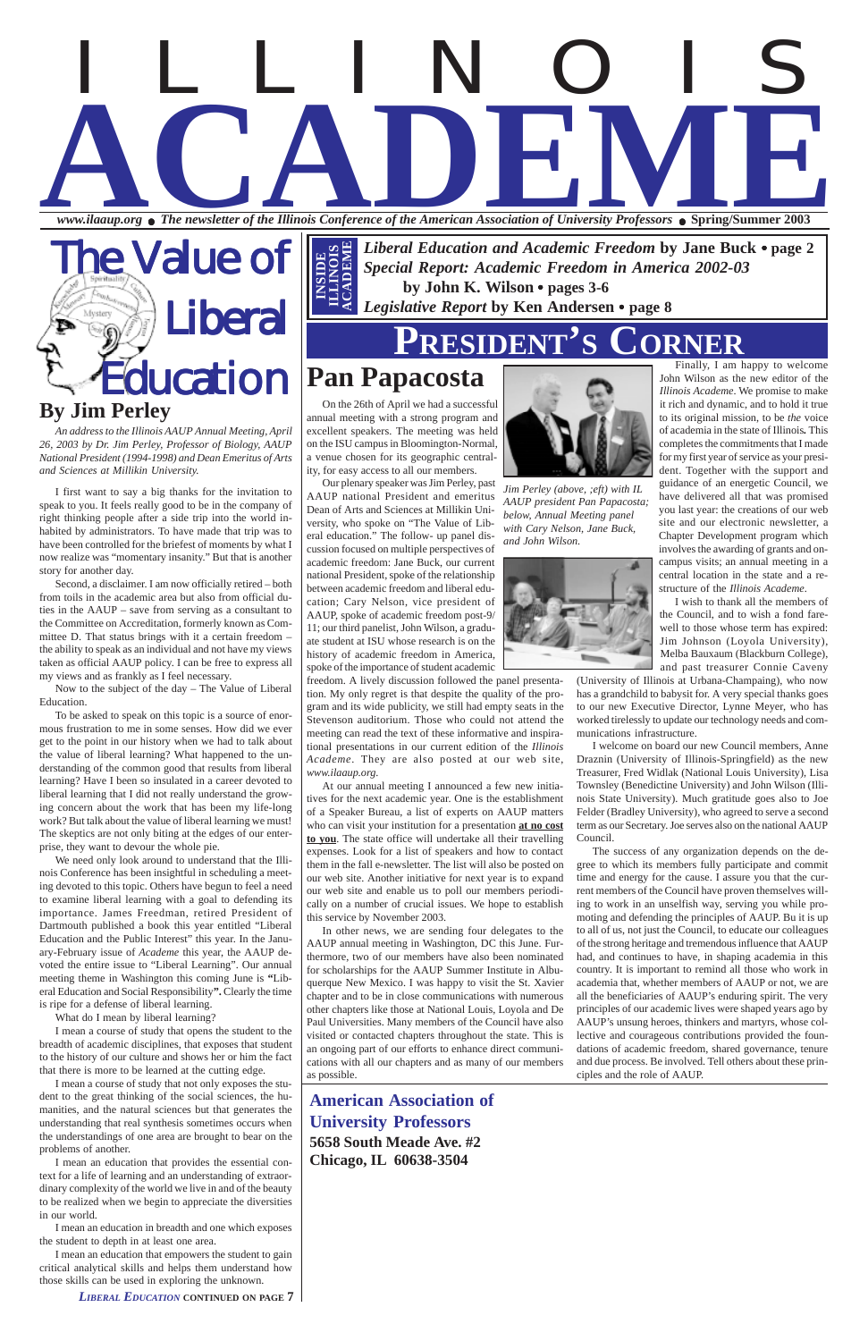# ILLINOIS ACADEME

*www.ilaaup.org* • *The newsletter of the Illinois Conference of the American Association of University Professors* • **Spring/Summer 2003**

**INSIDE ILLINOIS ACADEME**

***Liberal Education and Academic Freedom*** **by Jane Buck • page 2**
***Special Report: Academic Freedom in America 2002-03*** **by John K. Wilson • pages 3-6**
***Legislative Report*** **by Ken Andersen • page 8**

# The Value of Liberal Education

## By Jim Perley

*An address to the Illinois AAUP Annual Meeting, April 26, 2003 by Dr. Jim Perley, Professor of Biology, AAUP National President (1994-1998) and Dean Emeritus of Arts and Sciences at Millikin University.*

I first want to say a big thanks for the invitation to speak to you. It feels really good to be in the company of right thinking people after a side trip into the world inhabited by administrators. To have made that trip was to have been controlled for the briefest of moments by what I now realize was "momentary insanity." But that is another story for another day.

Second, a disclaimer. I am now officially retired – both from toils in the academic area but also from official duties in the AAUP – save from serving as a consultant to the Committee on Accreditation, formerly known as Committee D. That status brings with it a certain freedom – the ability to speak as an individual and not have my views taken as official AAUP policy. I can be free to express all my views and as frankly as I feel necessary.

Now to the subject of the day – The Value of Liberal Education.

To be asked to speak on this topic is a source of enormous frustration to me in some senses. How did we ever get to the point in our history when we had to talk about the value of liberal learning? What happened to the understanding of the common good that results from liberal learning? Have I been so insulated in a career devoted to liberal learning that I did not really understand the growing concern about the work that has been my life-long work? But talk about the value of liberal learning we must! The skeptics are not only biting at the edges of our enterprise, they want to devour the whole pie.

We need only look around to understand that the Illinois Conference has been insightful in scheduling a meeting devoted to this topic. Others have begun to feel a need to examine liberal learning with a goal to defending its importance. James Freedman, retired President of Dartmouth published a book this year entitled "Liberal Education and the Public Interest" this year. In the January-February issue of *Academe* this year, the AAUP devoted the entire issue to "Liberal Learning". Our annual meeting theme in Washington this coming June is **"**Liberal Education and Social Responsibility**"**. Clearly the time is ripe for a defense of liberal learning.

What do I mean by liberal learning?

I mean a course of study that opens the student to the breadth of academic disciplines, that exposes that student to the history of our culture and shows her or him the fact that there is more to be learned at the cutting edge.

I mean a course of study that not only exposes the student to the great thinking of the social sciences, the humanities, and the natural sciences but that generates the understanding that real synthesis sometimes occurs when the understandings of one area are brought to bear on the problems of another.

I mean an education that provides the essential context for a life of learning and an understanding of extraordinary complexity of the world we live in and of the beauty to be realized when we begin to appreciate the diversities in our world.

I mean an education in breadth and one which exposes the student to depth in at least one area.

I mean an education that empowers the student to gain critical analytical skills and helps them understand how those skills can be used in exploring the unknown.

***Liberal Education*** **continued on page 7**

# President's Corner

## Pan Papacosta

On the 26th of April we had a successful annual meeting with a strong program and excellent speakers. The meeting was held on the ISU campus in Bloomington-Normal, a venue chosen for its geographic centrality, for easy access to all our members.

Our plenary speaker was Jim Perley, past AAUP national President and emeritus Dean of Arts and Sciences at Millikin University, who spoke on "The Value of Liberal Education." The follow- up panel discussion focused on multiple perspectives of academic freedom: Jane Buck, our current national President, spoke of the relationship between academic freedom and liberal education; Cary Nelson, vice president of AAUP, spoke of academic freedom post-9/11; our third panelist, John Wilson, a graduate student at ISU whose research is on the history of academic freedom in America, spoke of the importance of student academic freedom. A lively discussion followed the panel presentation. My only regret is that despite the quality of the program and its wide publicity, we still had empty seats in the Stevenson auditorium. Those who could not attend the meeting can read the text of these informative and inspirational presentations in our current edition of the *Illinois Academe*. They are also posted at our web site, *www.ilaaup.org*.

*Jim Perley (above, ;eft) with IL AAUP president Pan Papacosta; below, Annual Meeting panel with Cary Nelson, Jane Buck, and John Wilson.*

At our annual meeting I announced a few new initiatives for the next academic year. One is the establishment of a Speaker Bureau, a list of experts on AAUP matters who can visit your institution for a presentation **at no cost to you**. The state office will undertake all their travelling expenses. Look for a list of speakers and how to contact them in the fall e-newsletter. The list will also be posted on our web site. Another initiative for next year is to expand our web site and enable us to poll our members periodically on a number of crucial issues. We hope to establish this service by November 2003.

In other news, we are sending four delegates to the AAUP annual meeting in Washington, DC this June. Furthermore, two of our members have also been nominated for scholarships for the AAUP Summer Institute in Albuquerque New Mexico. I was happy to visit the St. Xavier chapter and to be in close communications with numerous other chapters like those at National Louis, Loyola and De Paul Universities. Many members of the Council have also visited or contacted chapters throughout the state. This is an ongoing part of our efforts to enhance direct communications with all our chapters and as many of our members as possible.

Finally, I am happy to welcome John Wilson as the new editor of the *Illinois Academe*. We promise to make it rich and dynamic, and to hold it true to its original mission, to be *the* voice of academia in the state of Illinois**.** This completes the commitments that I made for my first year of service as your president. Together with the support and guidance of an energetic Council, we have delivered all that was promised you last year: the creations of our web site and our electronic newsletter, a Chapter Development program which involves the awarding of grants and on-campus visits; an annual meeting in a central location in the state and a restructure of the *Illinois Academe*.

I wish to thank all the members of the Council, and to wish a fond farewell to those whose term has expired: Jim Johnson (Loyola University), Melba Bauxaum (Blackburn College), and past treasurer Connie Caveny (University of Illinois at Urbana-Champaing), who now has a grandchild to babysit for. A very special thanks goes to our new Executive Director, Lynne Meyer, who has worked tirelessly to update our technology needs and communications infrastructure.

I welcome on board our new Council members, Anne Draznin (University of Illinois-Springfield) as the new Treasurer, Fred Widlak (National Louis University), Lisa Townsley (Benedictine University) and John Wilson (Illinois State University). Much gratitude goes also to Joe Felder (Bradley University), who agreed to serve a second term as our Secretary. Joe serves also on the national AAUP Council.

The success of any organization depends on the degree to which its members fully participate and commit time and energy for the cause. I assure you that the current members of the Council have proven themselves willing to work in an unselfish way, serving you while promoting and defending the principles of AAUP. Bu it is up to all of us, not just the Council, to educate our colleagues of the strong heritage and tremendous influence that AAUP had, and continues to have, in shaping academia in this country. It is important to remind all those who work in academia that, whether members of AAUP or not, we are all the beneficiaries of AAUP's enduring spirit. The very principles of our academic lives were shaped years ago by AAUP's unsung heroes, thinkers and martyrs, whose collective and courageous contributions provided the foundations of academic freedom, shared governance, tenure and due process. Be involved. Tell others about these principles and the role of AAUP.

**American Association of University Professors**
**5658 South Meade Ave. #2**
**Chicago, IL 60638-3504**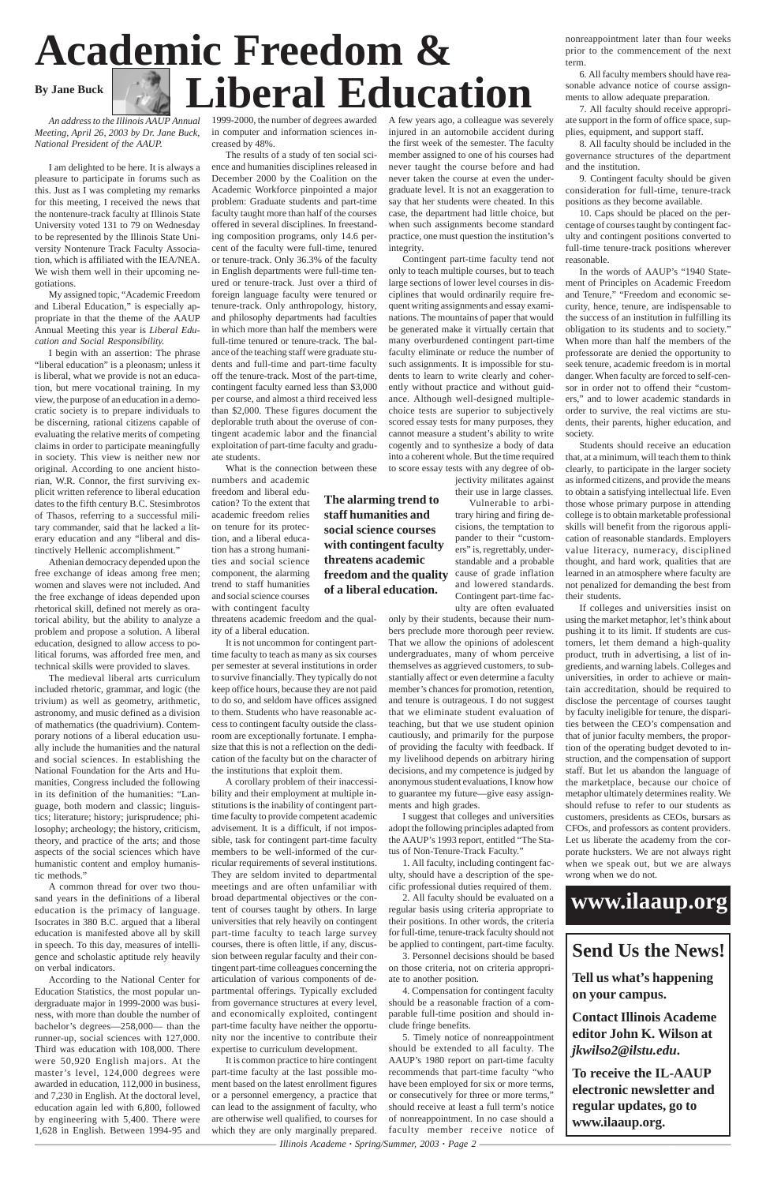# Academic Freedom & Liberal Education

**By Jane Buck**

*An address to the Illinois AAUP Annual Meeting, April 26, 2003 by Dr. Jane Buck, National President of the AAUP.*

I am delighted to be here. It is always a pleasure to participate in forums such as this. Just as I was completing my remarks for this meeting, I received the news that the nontenure-track faculty at Illinois State University voted 131 to 79 on Wednesday to be represented by the Illinois State University Nontenure Track Faculty Association, which is affiliated with the IEA/NEA. We wish them well in their upcoming negotiations.

My assigned topic, "Academic Freedom and Liberal Education," is especially appropriate in that the theme of the AAUP Annual Meeting this year is *Liberal Education and Social Responsibility.*

I begin with an assertion: The phrase "liberal education" is a pleonasm; unless it is liberal, what we provide is not an education, but mere vocational training. In my view, the purpose of an education in a democratic society is to prepare individuals to be discerning, rational citizens capable of evaluating the relative merits of competing claims in order to participate meaningfully in society. This view is neither new nor original. According to one ancient historian, W.R. Connor, the first surviving explicit written reference to liberal education dates to the fifth century B.C. Stesimbrotos of Thasos, referring to a successful military commander, said that he lacked a literary education and any "liberal and distinctively Hellenic accomplishment."

Athenian democracy depended upon the free exchange of ideas among free men; women and slaves were not included. And the free exchange of ideas depended upon rhetorical skill, defined not merely as oratorical ability, but the ability to analyze a problem and propose a solution. A liberal education, designed to allow access to political forums, was afforded free men, and technical skills were provided to slaves.

The medieval liberal arts curriculum included rhetoric, grammar, and logic (the trivium) as well as geometry, arithmetic, astronomy, and music defined as a division of mathematics (the quadrivium). Contemporary notions of a liberal education usually include the humanities and the natural and social sciences. In establishing the National Foundation for the Arts and Humanities, Congress included the following in its definition of the humanities: "Language, both modern and classic; linguistics; literature; history; jurisprudence; philosophy; archeology; the history, criticism, theory, and practice of the arts; and those aspects of the social sciences which have humanistic content and employ humanistic methods."

A common thread for over two thousand years in the definitions of a liberal education is the primacy of language. Isocrates in 380 B.C. argued that a liberal education is manifested above all by skill in speech. To this day, measures of intelligence and scholastic aptitude rely heavily on verbal indicators.

According to the National Center for Education Statistics, the most popular undergraduate major in 1999-2000 was business, with more than double the number of bachelor's degrees—258,000— than the runner-up, social sciences with 127,000. Third was education with 108,000. There were 50,920 English majors. At the master's level, 124,000 degrees were awarded in education, 112,000 in business, and 7,230 in English. At the doctoral level, education again led with 6,800, followed by engineering with 5,400. There were 1,628 in English. Between 1994-95 and 1999-2000, the number of degrees awarded in computer and information sciences increased by 48%.

The results of a study of ten social science and humanities disciplines released in December 2000 by the Coalition on the Academic Workforce pinpointed a major problem: Graduate students and part-time faculty taught more than half of the courses offered in several disciplines. In freestanding composition programs, only 14.6 percent of the faculty were full-time, tenured or tenure-track. Only 36.3% of the faculty in English departments were full-time tenured or tenure-track. Just over a third of foreign language faculty were tenured or tenure-track. Only anthropology, history, and philosophy departments had faculties in which more than half the members were full-time tenured or tenure-track. The balance of the teaching staff were graduate students and full-time and part-time faculty off the tenure-track. Most of the part-time, contingent faculty earned less than $3,000 per course, and almost a third received less than $2,000. These figures document the deplorable truth about the overuse of contingent academic labor and the financial exploitation of part-time faculty and graduate students.

What is the connection between these numbers and academic freedom and liberal education? To the extent that academic freedom relies on tenure for its protection, and a liberal education has a strong humanities and social science component, the alarming trend to staff humanities and social science courses with contingent faculty threatens academic freedom and the quality of a liberal education.

**The alarming trend to staff humanities and social science courses with contingent faculty threatens academic freedom and the quality of a liberal education.**

It is not uncommon for contingent part-time faculty to teach as many as six courses per semester at several institutions in order to survive financially. They typically do not keep office hours, because they are not paid to do so, and seldom have offices assigned to them. Students who have reasonable access to contingent faculty outside the classroom are exceptionally fortunate. I emphasize that this is not a reflection on the dedication of the faculty but on the character of the institutions that exploit them.

A corollary problem of their inaccessibility and their employment at multiple institutions is the inability of contingent part-time faculty to provide competent academic advisement. It is a difficult, if not impossible, task for contingent part-time faculty members to be well-informed of the curricular requirements of several institutions. They are seldom invited to departmental meetings and are often unfamiliar with broad departmental objectives or the content of courses taught by others. In large universities that rely heavily on contingent part-time faculty to teach large survey courses, there is often little, if any, discussion between regular faculty and their contingent part-time colleagues concerning the articulation of various components of departmental offerings. Typically excluded from governance structures at every level, and economically exploited, contingent part-time faculty have neither the opportunity nor the incentive to contribute their expertise to curriculum development.

It is common practice to hire contingent part-time faculty at the last possible moment based on the latest enrollment figures or a personnel emergency, a practice that can lead to the assignment of faculty, who are otherwise well qualified, to courses for which they are only marginally prepared. A few years ago, a colleague was severely injured in an automobile accident during the first week of the semester. The faculty member assigned to one of his courses had never taught the course before and had never taken the course at even the undergraduate level. It is not an exaggeration to say that her students were cheated. In this case, the department had little choice, but when such assignments become standard practice, one must question the institution's integrity.

Contingent part-time faculty tend not only to teach multiple courses, but to teach large sections of lower level courses in disciplines that would ordinarily require frequent writing assignments and essay examinations. The mountains of paper that would be generated make it virtually certain that many overburdened contingent part-time faculty eliminate or reduce the number of such assignments. It is impossible for students to learn to write clearly and coherently without practice and without guidance. Although well-designed multiple-choice tests are superior to subjectively scored essay tests for many purposes, they cannot measure a student's ability to write cogently and to synthesize a body of data into a coherent whole. But the time required to score essay tests with any degree of objectivity militates against their use in large classes.

Vulnerable to arbitrary hiring and firing decisions, the temptation to pander to their "customers" is, regrettably, understandable and a probable cause of grade inflation and lowered standards. Contingent part-time faculty are often evaluated only by their students, because their numbers preclude more thorough peer review. That we allow the opinions of adolescent undergraduates, many of whom perceive themselves as aggrieved customers, to substantially affect or even determine a faculty member's chances for promotion, retention, and tenure is outrageous. I do not suggest that we eliminate student evaluation of teaching, but that we use student opinion cautiously, and primarily for the purpose of providing the faculty with feedback. If my livelihood depends on arbitrary hiring decisions, and my competence is judged by anonymous student evaluations, I know how to guarantee my future—give easy assignments and high grades.

I suggest that colleges and universities adopt the following principles adapted from the AAUP's 1993 report, entitled "The Status of Non-Tenure-Track Faculty."

1. All faculty, including contingent faculty, should have a description of the specific professional duties required of them.

2. All faculty should be evaluated on a regular basis using criteria appropriate to their positions. In other words, the criteria for full-time, tenure-track faculty should not be applied to contingent, part-time faculty.

3. Personnel decisions should be based on those criteria, not on criteria appropriate to another position.

4. Compensation for contingent faculty should be a reasonable fraction of a comparable full-time position and should include fringe benefits.

5. Timely notice of nonreappointment should be extended to all faculty. The AAUP's 1980 report on part-time faculty recommends that part-time faculty "who have been employed for six or more terms, or consecutively for three or more terms," should receive at least a full term's notice of nonreappointment. In no case should a faculty member receive notice of nonreappointment later than four weeks prior to the commencement of the next term.

6. All faculty members should have reasonable advance notice of course assignments to allow adequate preparation.

7. All faculty should receive appropriate support in the form of office space, supplies, equipment, and support staff.

8. All faculty should be included in the governance structures of the department and the institution.

9. Contingent faculty should be given consideration for full-time, tenure-track positions as they become available.

10. Caps should be placed on the percentage of courses taught by contingent faculty and contingent positions converted to full-time tenure-track positions wherever reasonable.

In the words of AAUP's "1940 Statement of Principles on Academic Freedom and Tenure," "Freedom and economic security, hence, tenure, are indispensable to the success of an institution in fulfilling its obligation to its students and to society." When more than half the members of the professorate are denied the opportunity to seek tenure, academic freedom is in mortal danger. When faculty are forced to self-censor in order not to offend their "customers," and to lower academic standards in order to survive, the real victims are students, their parents, higher education, and society.

Students should receive an education that, at a minimum, will teach them to think clearly, to participate in the larger society as informed citizens, and provide the means to obtain a satisfying intellectual life. Even those whose primary purpose in attending college is to obtain marketable professional skills will benefit from the rigorous application of reasonable standards. Employers value literacy, numeracy, disciplined thought, and hard work, qualities that are learned in an atmosphere where faculty are not penalized for demanding the best from their students.

If colleges and universities insist on using the market metaphor, let's think about pushing it to its limit. If students are customers, let them demand a high-quality product, truth in advertising, a list of ingredients, and warning labels. Colleges and universities, in order to achieve or maintain accreditation, should be required to disclose the percentage of courses taught by faculty ineligible for tenure, the disparities between the CEO's compensation and that of junior faculty members, the proportion of the operating budget devoted to instruction, and the compensation of support staff. But let us abandon the language of the marketplace, because our choice of metaphor ultimately determines reality. We should refuse to refer to our students as customers, presidents as CEOs, bursars as CFOs, and professors as content providers. Let us liberate the academy from the corporate hucksters. We are not always right when we speak out, but we are always wrong when we do not.

**www.ilaaup.org**

## Send Us the News!

**Tell us what's happening on your campus.**

**Contact Illinois Academe editor John K. Wilson at *jkwilso2@ilstu.edu*.**

**To receive the IL-AAUP electronic newsletter and regular updates, go to www.ilaaup.org.**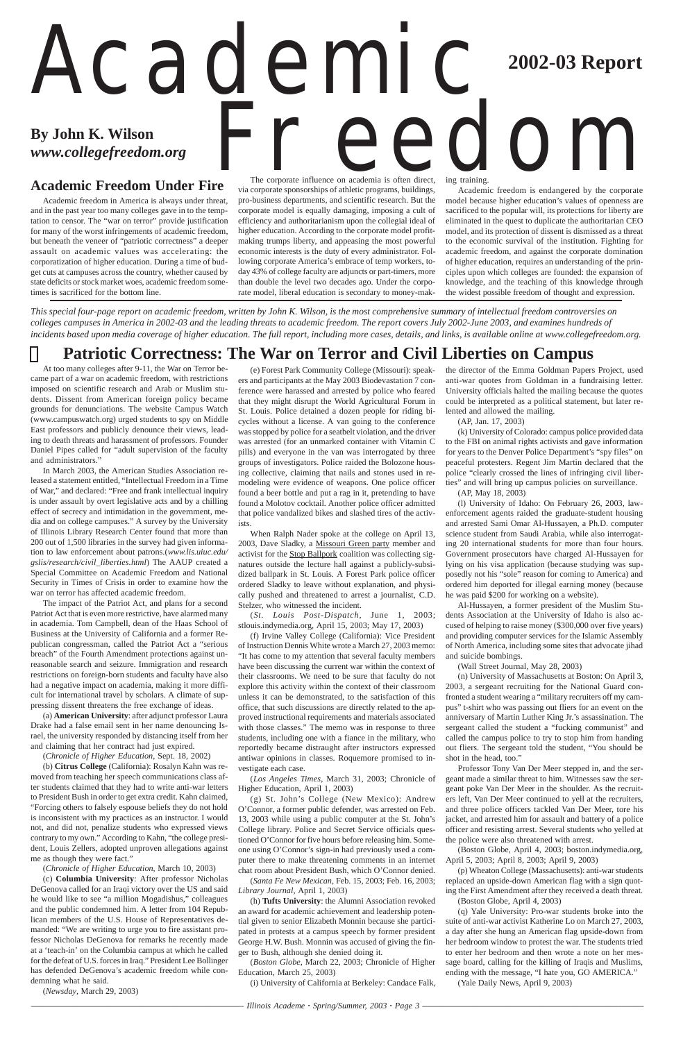# Academic Freedom

**2002-03 Report**

**By John K. Wilson**
***www.collegefreedom.org***

## Academic Freedom Under Fire

Academic freedom in America is always under threat, and in the past year too many colleges gave in to the temptation to censor. The "war on terror" provide justification for many of the worst infringements of academic freedom, but beneath the veneer of "patriotic correctness" a deeper assault on academic values was accelerating: the corporatization of higher education. During a time of budget cuts at campuses across the country, whether caused by state deficits or stock market woes, academic freedom sometimes is sacrificed for the bottom line.

The corporate influence on academia is often direct, via corporate sponsorships of athletic programs, buildings, pro-business departments, and scientific research. But the corporate model is equally damaging, imposing a cult of efficiency and authoritarianism upon the collegial ideal of higher education. According to the corporate model profit-making trumps liberty, and appeasing the most powerful economic interests is the duty of every administrator. Following corporate America's embrace of temp workers, today 43% of college faculty are adjuncts or part-timers, more than double the level two decades ago. Under the corporate model, liberal education is secondary to money-making training.

Academic freedom is endangered by the corporate model because higher education's values of openness are sacrificed to the popular will, its protections for liberty are eliminated in the quest to duplicate the authoritarian CEO model, and its protection of dissent is dismissed as a threat to the economic survival of the institution. Fighting for academic freedom, and against the corporate domination of higher education, requires an understanding of the principles upon which colleges are founded: the expansion of knowledge, and the teaching of this knowledge through the widest possible freedom of thought and expression.

*This special four-page report on academic freedom, written by John K. Wilson, is the most comprehensive summary of intellectual freedom controversies on colleges campuses in America in 2002-03 and the leading threats to academic freedom. The report covers July 2002-June 2003, and examines hundreds of incidents based upon media coverage of higher education. The full report, including more cases, details, and links, is available online at www.collegefreedom.org.*

## Patriotic Correctness: The War on Terror and Civil Liberties on Campus

At too many colleges after 9-11, the War on Terror became part of a war on academic freedom, with restrictions imposed on scientific research and Arab or Muslim students. Dissent from American foreign policy became grounds for denunciations. The website Campus Watch (www.campuswatch.org) urged students to spy on Middle East professors and publicly denounce their views, leading to death threats and harassment of professors. Founder Daniel Pipes called for "adult supervision of the faculty and administrators."

In March 2003, the American Studies Association released a statement entitled, "Intellectual Freedom in a Time of War," and declared: "Free and frank intellectual inquiry is under assault by overt legislative acts and by a chilling effect of secrecy and intimidation in the government, media and on college campuses." A survey by the University of Illinois Library Research Center found that more than 200 out of 1,500 libraries in the survey had given information to law enforcement about patrons.(*www.lis.uiuc.edu/gslis/research/civil_liberties.html*) The AAUP created a Special Committee on Academic Freedom and National Security in Times of Crisis in order to examine how the war on terror has affected academic freedom.

The impact of the Patriot Act, and plans for a second Patriot Act that is even more restrictive, have alarmed many in academia. Tom Campbell, dean of the Haas School of Business at the University of California and a former Republican congressman, called the Patriot Act a "serious breach" of the Fourth Amendment protections against unreasonable search and seizure. Immigration and research restrictions on foreign-born students and faculty have also had a negative impact on academia, making it more difficult for international travel by scholars. A climate of suppressing dissent threatens the free exchange of ideas.

(a) **American University**: after adjunct professor Laura Drake had a false email sent in her name denouncing Israel, the university responded by distancing itself from her and claiming that her contract had just expired.

(*Chronicle of Higher Education*, Sept. 18, 2002)

(b) **Citrus College** (California): Rosalyn Kahn was removed from teaching her speech communications class after students claimed that they had to write anti-war letters to President Bush in order to get extra credit. Kahn claimed, "Forcing others to falsely espouse beliefs they do not hold is inconsistent with my practices as an instructor. I would not, and did not, penalize students who expressed views contrary to my own." According to Kahn, "the college president, Louis Zellers, adopted unproven allegations against me as though they were fact."

(*Chronicle of Higher Education*, March 10, 2003)

(c) **Columbia University**: After professor Nicholas DeGenova called for an Iraqi victory over the US and said he would like to see "a million Mogadishus," colleagues and the public condemned him. A letter from 104 Republican members of the U.S. House of Representatives demanded: "We are writing to urge you to fire assistant professor Nicholas DeGenova for remarks he recently made at a 'teach-in' on the Columbia campus at which he called for the defeat of U.S. forces in Iraq." President Lee Bollinger has defended DeGenova's academic freedom while condemning what he said.

(*Newsday*, March 29, 2003)

(e) Forest Park Community College (Missouri): speakers and participants at the May 2003 Biodevastation 7 conference were harassed and arrested by police who feared that they might disrupt the World Agricultural Forum in St. Louis. Police detained a dozen people for riding bicycles without a license. A van going to the conference was stopped by police for a seatbelt violation, and the driver was arrested (for an unmarked container with Vitamin C pills) and everyone in the van was interrogated by three groups of investigators. Police raided the Bolozone housing collective, claiming that nails and stones used in remodeling were evidence of weapons. One police officer found a beer bottle and put a rag in it, pretending to have found a Molotov cocktail. Another police officer admitted that police vandalized bikes and slashed tires of the activists.

When Ralph Nader spoke at the college on April 13, 2003, Dave Sladky, a Missouri Green party member and activist for the Stop Ballpork coalition was collecting signatures outside the lecture hall against a publicly-subsidized ballpark in St. Louis. A Forest Park police officer ordered Sladky to leave without explanation, and physically pushed and threatened to arrest a journalist, C.D. Stelzer, who witnessed the incident.

(*St. Louis Post-Dispatch*, June 1, 2003; stlouis.indymedia.org, April 15, 2003; May 17, 2003)

(f) Irvine Valley College (California): Vice President of Instruction Dennis White wrote a March 27, 2003 memo: "It has come to my attention that several faculty members have been discussing the current war within the context of their classrooms. We need to be sure that faculty do not explore this activity within the context of their classroom unless it can be demonstrated, to the satisfaction of this office, that such discussions are directly related to the approved instructional requirements and materials associated with those classes." The memo was in response to three students, including one with a fiance in the military, who reportedly became distraught after instructors expressed antiwar opinions in classes. Roquemore promised to investigate each case.

(*Los Angeles Times*, March 31, 2003; Chronicle of Higher Education, April 1, 2003)

(g) St. John's College (New Mexico): Andrew O'Connor, a former public defender, was arrested on Feb. 13, 2003 while using a public computer at the St. John's College library. Police and Secret Service officials questioned O'Connor for five hours before releasing him. Someone using O'Connor's sign-in had previously used a computer there to make threatening comments in an internet chat room about President Bush, which O'Connor denied.

(*Santa Fe New Mexican*, Feb. 15, 2003; Feb. 16, 2003; *Library Journal*, April 1, 2003)

(h) **Tufts University**: the Alumni Association revoked an award for academic achievement and leadership potential given to senior Elizabeth Monnin because she participated in protests at a campus speech by former president George H.W. Bush. Monnin was accused of giving the finger to Bush, although she denied doing it.

(*Boston Globe*, March 22, 2003; Chronicle of Higher Education, March 25, 2003)

(i) University of California at Berkeley: Candace Falk, the director of the Emma Goldman Papers Project, used anti-war quotes from Goldman in a fundraising letter. University officials halted the mailing because the quotes could be interpreted as a political statement, but later relented and allowed the mailing.

(AP, Jan. 17, 2003)

(k) University of Colorado: campus police provided data to the FBI on animal rights activists and gave information for years to the Denver Police Department's "spy files" on peaceful protesters. Regent Jim Martin declared that the police "clearly crossed the lines of infringing civil liberties" and will bring up campus policies on surveillance.

(AP, May 18, 2003)

(l) University of Idaho: On February 26, 2003, law-enforcement agents raided the graduate-student housing and arrested Sami Omar Al-Hussayen, a Ph.D. computer science student from Saudi Arabia, while also interrogating 20 international students for more than four hours. Government prosecutors have charged Al-Hussayen for lying on his visa application (because studying was supposedly not his "sole" reason for coming to America) and ordered him deported for illegal earning money (because he was paid $200 for working on a website).

Al-Hussayen, a former president of the Muslim Students Association at the University of Idaho is also accused of helping to raise money ($300,000 over five years) and providing computer services for the Islamic Assembly of North America, including some sites that advocate jihad and suicide bombings.

(Wall Street Journal, May 28, 2003)

(n) University of Massachusetts at Boston: On April 3, 2003, a sergeant recruiting for the National Guard confronted a student wearing a "military recruiters off my campus" t-shirt who was passing out fliers for an event on the anniversary of Martin Luther King Jr.'s assassination. The sergeant called the student a "fucking communist" and called the campus police to try to stop him from handing out fliers. The sergeant told the student, "You should be shot in the head, too."

Professor Tony Van Der Meer stepped in, and the sergeant made a similar threat to him. Witnesses saw the sergeant poke Van Der Meer in the shoulder. As the recruiters left, Van Der Meer continued to yell at the recruiters, and three police officers tackled Van Der Meer, tore his jacket, and arrested him for assault and battery of a police officer and resisting arrest. Several students who yelled at the police were also threatened with arrest.

(Boston Globe, April 4, 2003; boston.indymedia.org, April 5, 2003; April 8, 2003; April 9, 2003)

(p) Wheaton College (Massachusetts): anti-war students replaced an upside-down American flag with a sign quoting the First Amendment after they received a death threat.

(Boston Globe, April 4, 2003)

(q) Yale University: Pro-war students broke into the suite of anti-war activist Katherine Lo on March 27, 2003, a day after she hung an American flag upside-down from her bedroom window to protest the war. The students tried to enter her bedroom and then wrote a note on her message board, calling for the killing of Iraqis and Muslims, ending with the message, "I hate you, GO AMERICA."

(Yale Daily News, April 9, 2003)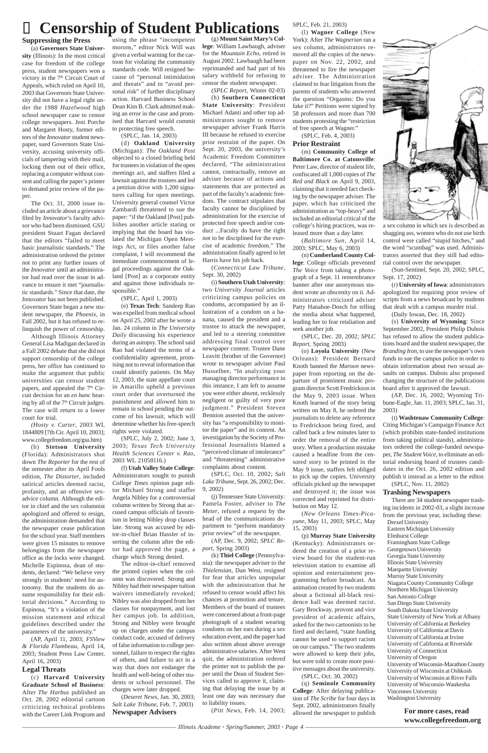# Censorship of Student Publications

## Suppressing the Press

(a) **Governors State University** (Illinois): In the most critical case for freedom of the college press, student newspapers won a victory in the 7th Circuit Court of Appeals, which ruled on April 10, 2003 that Governors State University did not have a legal right under the 1988 *Hazelwood* high school newspaper case to censor college newspapers. Jeni Porche and Margaret Hosty, former editors of the *Innovator* student newspaper, sued Governors State University, accusing university officials of tampering with their mail, locking them out of their office, replacing a computer without consent and calling the paper's printer to demand prior review of the paper.

The Oct. 31, 2000 issue included an article about a grievance filed by *Innovator*'s faculty advisor who had been dismissed. GSU president Stuart Fagan declared that the editors "failed to meet basic journalistic standards." The administration ordered the printer not to print any further issues of the *Innovator* until an administrator had read over the issue in advance to ensure it met "journalistic standards." Since that date, the *Innovator* has not been published. Governors State began a new student newspaper, the *Phoenix*, in Fall 2002, but it has refused to relinquish the power of censorship.

Although Illinois Attorney General Lisa Madigan declared in a Fall 2002 debate that she did not support censorship of the college press, her office has continued to make the argument that public universities can censor student papers, and appealed the 7th Circuit decision for an *en banc* hearing by all of the 7th Circuit judges. The case will return to a lower court for trial.

*(Hosty v. Carter*, 2003 WL 1844809 [7th Cir. April 10, 2003]; www.collegefreedom.org/gsu.htm)

(b) **Stetson University** (Florida): Administrators shut down *The Reporter* for the rest of the semester after its April Fools edition, *The Distorter*, included satirical articles deemed racist, profanity, and an offensive sex-advice column. Although the editor in chief and the sex columnist apologized and offered to resign, the administration demanded that the newspaper cease publication for the school year. Staff members were given 15 minutes to remove belongings from the newspaper office as the locks were changed. Michelle Espinosa, dean of students, declared: "We believe very strongly in students' need for autonomy. But the students do assume responsibility for their editorial decisions." According to Espinosa, "It's a violation of the mission statement and ethical guidelines described under the parameters of the university."

(AP, April 11, 2003; *FSView & Florida Flambeau*, April 14, 2003; Student Press Law Center, April 16, 2003)

## Legal Threats

(c) **Harvard University Graduate School of Business**: After *The Harbus* published an Oct. 28, 2002 editorial cartoon criticizing technical problems with the Career Link Program and using the phrase "incompetent morons," editor Nick Will was given a verbal warning for the cartoon for violating the community standards code. Will resigned because of "personal intimidation and threats" and to "avoid personal risk" of further disciplinary action. Harvard Business School Dean Kim B. Clark admitted making an error in the case and promised that Harvard would commit to protecting free speech.

(SPLC, Jan. 14, 2003)

(d) **Oakland University** (Michigan): *The Oakland Post* objected to a closed briefing held for trustees in violation of the open meetings act, and staffers filed a lawsuit against the trustees and led a petition drive with 1,200 signatures calling for open meetings. University general counsel Victor Zambardi threatened to sue the paper: "if the Oakland [Post] publishes another article stating or implying that the board has violated the Michigan Open Meetings Act, or files another false complaint, I will recommend the immediate commencement of legal proceedings against the Oakland [Post] as a corporate entity and against those individuals responsible."

(SPLC, April 1, 2003)

(e) **Texas Tech**: Sandeep Rao was expelled from medical school on April 25, 2002 after he wrote a Jan. 24 column in *The University Daily* discussing his experience during an autopsy. The school said Rao had violated the terms of a confidentiality agreement, promising not to reveal information that could identify patients. On May 12, 2003, the state appellate court in Amarillo upheld a previous court order that overturned the punishment and allowed him to remain in school pending the outcome of his lawsuit, which will determine whether his free-speech rights were violated.

(SPLC, July 2, 2002; June 3, 2003; *Texas Tech University Health Sciences Center v. Rao*, 2003 WL 21058116.)

(f) **Utah Valley State College**: Administrators sought to punish *College Times* opinion page editor Michael Strong and staffer Angela Nibley for a controversial column written by Strong that accused campus officials of favoritism in letting Nibley drop classes late. Strong was accused by editor-in-chief Brian Hassler of inserting the column after the editor had approved the page, a charge which Strong denied.

The editor-in-chief removed the printed copies when the column was discovered. Strong and Nibley had their newspaper tuition waivers immediately revoked; Nibley was also dropped from her classes for nonpayment, and lost her campus job. In addition, Strong and Nibley were brought up on charges under the campus conduct code, accused of delivery of false information to college personnel, failure to respect the rights of others, and failure to act in a way that does not endanger the health and well-being of other students or school personnel. The charges were later dropped.

(*Deseret News*, Jan. 30, 2003; *Salt Lake Tribune*, Feb. 7, 2003)

## Newspaper Advisers

(g) **Mount Saint Mary's College**: William Lawbaugh, adviser for the *Mountain Echo*, retired in August 2002. Lawbaugh had been reprimanded and had part of his salary withheld for refusing to censor the student newspaper.

(*SPLC Report*, Winter 02-03)

(h) **Southern Connecticut State University**: President Michael Adanti and other top administrators sought to remove newspaper adviser Frank Harris III because he refused to exercise prior restraint of the paper. On Sept. 20, 2003, the university's Academic Freedom Committee declared, "The administration cannot, contractually, remove an adviser because of actions and statements that are protected as part of the faculty's academic freedom. The contract stipulates that faculty cannot be disciplined by administration for the exercise of protected free speech and/or conduct ...Faculty do have the right not to be disciplined for the exercise of academic freedom." The administration finally agreed to let Harris have his job back.

(*Connecticut Law Tribune*, Sept. 30, 2002)

(i) **Southern Utah University**: two *University Journal* articles criticizing campus policies on condoms, accompanied by an illustration of a condom on a banana, caused the president and a trustee to attack the newspaper, and led to a steering committee addressing final control over newspaper content. Trustee Dane Leavitt (brother of the Governor) wrote to newspaper adviser Paul Husselbee, "In analyzing your managing director performance in this instance, I am left to assume you were either absent, recklessly negligent or guilty of very poor judgment." President Steven Bennion asserted that the university has "a responsibility to monitor the paper" and its content. An investigation by the Society of Professional Journalists blamed a "perceived climate of intolerance" and "threatening" administrative complaints about content.

(SPLC, Oct. 10, 2002; *Salt Lake Tribune*, Sept. 26, 2002; Dec. 9, 2002)

(j) Tennessee State University: Pamela Foster, adviser to *The Meter*, refused a request by the head of the communications department to "perform mandatory prior review" of the newspaper.

(AP, Dec. 9, 2002; *SPLC Report*, Spring 2003)

(k) **Thiel College** (Pennsylvania): the newspaper adviser to the *Thielensian*, Dan West, resigned for fear that articles unpopular with the administration that he refused to censor would affect his chances at promotion and tenure. Members of the board of trustees were concerned about a front-page photograph of a student wearing condoms on her ears during a sex education event, and the paper had also written about above average administrative salaries. After West quit, the administration ordered the printer not to publish the paper until the Dean of Student Services could to approve it, claiming that delaying the issue by at least one day was necessary due to liability issues.

(*Pitt News*, Feb. 14, 2003; SPLC, Feb. 21, 2003)

(l) **Wagner College** (New York): After *The Wagnerian* ran a sex column, administrators removed all the copies of the newspaper on Nov. 22, 2002, and threatened to fire the newspaper adviser. The Administration claimed to fear litigation from the parents of students who answered the question "Orgasms: Do you fake it?" Petitions were signed by 58 professors and more than 700 students protesting the "restriction of free speech at Wagner."

(SPLC, Feb. 4, 2003)

## Prior Restraint

(m) **Community College of Baltimore Co. at Catonsville**: Peter Law, director of student life, confiscated all 1,000 copies of *The Red and Black* on April 9, 2003, claiming that it needed fact checking by the newspaper adviser. The paper, which has criticized the administration as "top-heavy" and included an editorial critical of the college's hiring practices, was released more than a day later.

(*Baltimore Sun*, April 14, 2003; SPLC, May 6, 2003)

(n) **Cumberland County College**: College officials prevented *The Voice* from taking a photograph of a Sept. 11 remembrance banner after one anonymous student wrote an obscenity on it. Administrators criticized adviser Patty Hanahoe-Dosch for telling the media about what happened, leading her to fear retaliation and seek another job.

(SPLC, Dec. 20, 2002; *SPLC Report*, Spring 2003)

(o) **Loyola University** (New Orleans): President Bernard Knoth banned the *Maroon* newspaper from reporting on the departure of prominent music program director Scott Fredrickson in the May 9, 2003 issue. When Knoth learned of the story being written on May 8, he ordered the journalists to delete any reference to Fredrickson being fired, and called back a few minutes later to order the removal of the entire story. When a production mistake caused a headline from the censored story to be printed in the May 9 issue, staffers felt obliged to pick up the copies. University officials picked up the newspaper and destroyed it; the issue was corrected and reprinted for distribution on May 12.

(*New Orleans Times-Picayune*, May 11, 2003; SPLC, May 15, 2003)

(p) **Murray State University** (Kentucky): Administrators ordered the creation of a prior review board for the student-run television station to examine all opinion and entertainment programming before broadcast. An animation created by two students about a fictional all-black residence hall was deemed racist. Gary Brockway, provost and vice president of academic affairs, asked for the two cartoonists to be fired and declared, "state funding cannot be used to support racism on our campus." The two students were allowed to keep their jobs, but were told to create more positive messages about the university.

(SPLC, Oct. 30, 2002)

(q) **Seminole Community College**: After delaying publication of *The Scribe* for four days in Sept. 2002, administrators finally allowed the newspaper to publish a sex column in which sex is described as shagging ass, women who do not use birth control were called "stupid bitches," and the word "scumbag" was used. Administrators asserted that they still had editorial control over the newspaper.

(Sun-Sentinel, Sept. 20, 2002; SPLC, Sept. 17, 2002)

(r) **University of Iowa**: administrators apologized for requiring prior review of scripts from a news broadcast by students that dealt with a campus murder trial.

(Daily Iowan, Dec. 18, 2002)

(s) **University of Wyoming**: Since September 2002, President Philip Dubois has refused to allow the student publications board and the student newspaper, the *Branding Iron*, to use the newspaper's own funds to sue the campus police in order to obtain information about two sexual assaults on campus. Dubois also proposed changing the structure of the publications board after it approved the lawsuit.

(AP, Dec. 16, 2002; Wyoming Tribune-Eagle, Jan. 11, 2003; SPLC, Jan. 31, 2003)

(t) **Washtenaw Community College**: Citing Michigan's Campaign Finance Act (which prohibits state-funded institutions from taking political stands), administrators ordered the college-funded newspaper, *The Student Voice*, to eliminate an editorial endorsing board of trustees candidates in the Oct. 26, 2002 edition and publish it instead as a letter to the editor.

(SPLC, Nov. 11, 2002)

## Trashing Newspapers

There are 34 student newspaper trashing incidents in 2002-03, a slight increase from the previous year, including these:

- Drexel University
- Eastern Michigan University
- Elmhurst College
- Framingham State College
- Georgetown University
- Georgia State University
- Illinois State University
- Marquette University
- Murray State University
- Niagara County Community College
- Northern Michigan University
- San Antonio College
- San Diego State University
- South Dakota State University
- State University of New York at Albany
- University of California at Berkeley
- University of California at Davis
- University of California at Irvine
- University of California at Riverside
- University of Connecticut
- University of Oregon
- University of Wisconsin-Marathon County
- University of Wisconsin at Oshkosh
- University of Wisconsin at River Falls
- University of Wisconsin-Waukesha
- Vincennes University
- Washington University

**For more cases, read www.collegefreedom.org**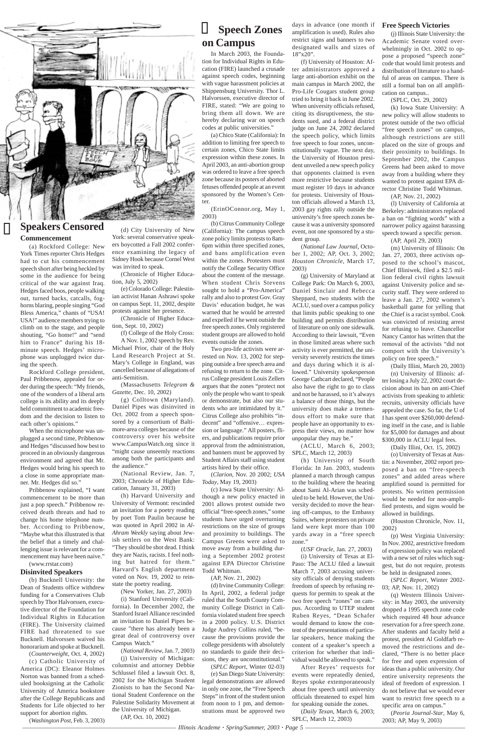## Speakers Censored

### Commencement

(a) Rockford College: New York Times reporter Chris Hedges had to cut his commencement speech short after being heckled by some in the audience for being critical of the war against Iraq. Hedges faced boos, people walking out, turned backs, catcalls, foghorns blaring, people singing "God Bless America," chants of "USA! USA!" audience members trying to climb on to the stage, and people shouting, "Go home!" and "send him to France" during his 18-minute speech. Hedges' microphone was unplugged twice during the speech.

Rockford College president, Paul Pribbenow, appealed for order during the speech: "My friends, one of the wonders of a liberal arts college is its ability and its deeply held commitment to academic freedom and the decision to listen to each other's opinions."

When the microphone was unplugged a second time, Pribbenow and Hedges "discussed how best to proceed in an obviously dangerous environment and agreed that Mr. Hedges would bring his speech to a close in some appropriate manner. Mr. Hedges did so."

Pribbenow explained, "I want commencement to be more than just a pop speech." Pribbenow received death threats and had to change his home telephone number. According to Pribbenow, "Maybe what this illustrated is that the belief that a timely and challenging issue is relevant for a commencement may have been naive."

(www.rrstar.com)

### Disinvited Speakers

(b) Bucknell University: the Dean of Students office withdrew funding for a Conservatives Club speech by Thor Halvorssen, executive director of the Foundation for Individual Rights in Education (FIRE). The University claimed FIRE had threatened to sue Bucknell. Halvorssen waived his honorarium and spoke at Bucknell.

(*Counterweight*, Oct. 4, 2002)

(c) Catholic University of America (DC): Eleanor Holmes Norton was banned from a scheduled booksigning at the Catholic University of America bookstore after the College Republicans and Students for Life objected to her support for abortion rights.

(*Washington Post*, Feb. 3, 2003)

(d) City University of New York: several conservative speakers boycotted a Fall 2002 conference examining the legacy of Sidney Hook because Cornel West was invited to speak.

(Chronicle of Higher Education, July 5, 2002)

(e) Colorado College: Palestinian activist Hanan Ashrawi spoke on campus Sept. 11, 2002, despite protests against her presence.

(Chronicle of Higher Education, Sept. 10, 2002)

(f) College of the Holy Cross: A Nov. 1, 2002 speech by Rev. Michael Prior, chair of the Holy Land Research Project at St. Mary's College in England, was cancelled because of allegations of anti-Semitism.

(Massachusetts *Telegram & Gazette*, Dec. 10, 2002)

(g) Colltown (Maryland). Daniel Pipes was disinvited in Oct. 2002 from a speech sponsored by a consortium of Baltimore-area colleges because of the controversy over his website www.CampusWatch.org since it "might cause unseemly reactions among both the participants and the audience."

(National Review, Jan. 7, 2003; Chronicle of Higher Education, January 31, 2003)

(h) Harvard University and University of Vermont: rescinded an invitation for a poetry reading by poet Tom Paulin because he was quoted in April 2002 in *Al-Ahram Weekly* saying about Jewish settlers on the West Bank: "They should be shot dead. I think they are Nazis, racists. I feel nothing but hatred for them." Harvard's English department voted on Nov. 19, 2002 to reinstate the poetry reading.

(New Yorker, Jan. 27, 2003)

(i) Stanford University (California). In December 2002, the Stanford Israel Alliance rescinded an invitation to Daniel Pipes because "there has already been a great deal of controversy over Campus Watch."

(*National Review*, Jan. 7, 2003)

(j) University of Michigan: columnist and attorney Debbie Schlussel filed a lawsuit Oct. 8, 2002 for the Michigan Student Zionists to ban the Second National Student Conference on the Palestine Solidarity Movement at the University of Michigan.

(AP, Oct. 10, 2002)

## Speech Zones on Campus

In March 2003, the Foundation for Individual Rights in Education (FIRE) launched a crusade against speech codes, beginning with vague harassment policies at Shippensburg University. Thor L. Halvorssen, executive director of FIRE, stated: "We are going to bring them all down. We are hereby declaring war on speech codes at public universities."

(a) Chico State (California): In addition to limiting free speech to certain zones, Chico State limits expression within these zones. In April 2003, an anti-abortion group was ordered to leave a free speech zone because its posters of aborted fetuses offended people at an event sponsored by the Women's Center.

(ErinOConnor.org, May 1, 2003)

(b) Citrus Community College (California): The campus speech zone policy limits protests to 8am-6pm within three specified zones, and bans amplification even within the zones. Protesters must notify the College Security Office about the content of the message. When student Chris Stevens sought to hold a "Pro-America" rally and also to protest Gov. Gray Davis' education budget, he was warned that he would be arrested and expelled if he went outside the free speech zones. Only registered student groups are allowed to hold events outside the zones.

Two pro-life activists were arrested on Nov. 13, 2002 for stepping outside a free speech area and refusing to return to the zone. Citrus College president Louis Zellers argues that the zones "protect not only the people who want to speak or demonstrate, but also our students who are intimidated by it." Citrus College also prohibits "indecent" and "offensive… expression or language." All posters, fliers, and publications require prior approval from the administration, and banners must be approved by Student Affairs staff using student artists hired by their office.

(*Clarion*, Nov. 20 2002; *USA Today*, May 19, 2003)

(c) Iowa State University: Although a new policy enacted in 2001 allows protest outside two official "free-speech zones," some students have urged overturning restrictions on the size of groups and proximity to buildings. The Campus Greens were asked to move away from a building during a September 2002 protest against EPA Director Christine Todd Whitman.

(AP, Nov. 21, 2002)

(d) Irvine Community College: In April, 2002, a federal judge ruled that the South County Community College District in California violated student free speech in a 2000 policy. U.S. District Judge Audrey Collins ruled, "because the provisions provide the college presidents with absolutely no standards to guide their decisions, they are unconstitutional."

(*SPLC Report*, Winter 02-03)

(e) San Diego State University: legal demonstrations are allowed in only one zone, the "Free Speech Steps" in front of the student union from noon to 1 pm, and demonstrations must be approved two days in advance (one month if amplification is used). Rules also restrict signs and banners to two designated walls and sizes of 18"x20".

(f) University of Houston: After administrators approved a large anti-abortion exhibit on the main campus in March 2002, the Pro-Life Cougars student group tried to bring it back in June 2002. When university officials refused, citing its disruptiveness, the students sued, and a federal district judge on June 24, 2002 declared the speech policy, which limits free speech to four zones, unconstitutionally vague. The next day, the University of Houston president unveiled a new speech policy that opponents claimed is even more restrictive because students must register 10 days in advance for protests. University of Houston officials allowed a March 13, 2003 gay rights rally outside the university's free speech zones because it was a university sponsored event, not one sponsored by a student group.

(*National Law Journal*, October 1, 2002; AP, Oct. 3, 2002; *Houston Chronicle*, March 17, 2003)

(g) University of Maryland at College Park: On March 6, 2003, Daniel Sinclair and Rebecca Sheppard, two students with the ACLU, sued over a campus policy that limits public speaking to one building and permits distribution of literature on only one sidewalk. According to their lawsuit, "Even in those limited areas where such activity is ever permitted, the university severely restricts the times and days during which it is allowed." University spokesperson George Cathcart declared, "People also have the right to go to class and not be harassed, so it's always a balance of those things, but the university does make a tremendous effort to make sure that people have an opportunity to express their views, no matter how unpopular they may be."

(ACLU, March 6, 2003; SPLC, March 12, 2003)

(h) University of South Florida: In Jan. 2003, students planned a march through campus to the building where the hearing about Sami Al-Arian was scheduled to be held. However, the University decided to move the hearing off-campus, to the Embassy Suites, where protesters on private land were kept more than 100 yards away in a "free speech zone."

(*USF Oracle*, Jan. 27, 2003)

(i) University of Texas at El-Paso: The ACLU filed a lawsuit March 7, 2003 accusing university officials of denying students freedom of speech by refusing requests for permits to speak at the two free speech "zones" on campus. According to UTEP student Ruben Reyes, "Dean Schafer would demand to know the content of the presentations of particular speakers, hence making the content of a speaker's speech a criterion for whether that individual would be allowed to speak."

After Reyes' requests for events were repeatedly denied, Reyes spoke extemporaneously about free speech until university officials threatened to expel him for speaking outside the zones.

(*Daily Texan*, March 6, 2003; SPLC, March 12, 2003)

### Free Speech Victories

(j) Illinois State University: the Academic Senate voted overwhelmingly in Oct. 2002 to oppose a proposed "speech zone" code that would limit protests and distribution of literature to a handful of areas on campus. There is still a formal ban on all amplification on campus..

(SPLC, Oct. 29, 2002)

(k) Iowa State University: A new policy will allow students to protest outside of the two official "free speech zones" on campus, although restrictions are still placed on the size of groups and their proximity to buildings. In September 2002, the Campus Greens had been asked to move away from a building where they wanted to protest against EPA director Christine Todd Whitman.

(AP, Nov. 21, 2002)

(l) University of California at Berkeley: administrators replaced a ban on "fighting words" with a narrower policy against harassing speech toward a specific person.

(AP, April 29, 2003)

(m) University of Illinois: On Jan. 27, 2003, three activists opposed to the school's mascot, Chief Illiniwek, filed a $2.5 million federal civil rights lawsuit against University police and security staff. They were ordered to leave a Jan. 27, 2002 women's basketball game for yelling that the Chief is a racist symbol. Cook was convicted of resisting arrest for refusing to leave. Chancellor Nancy Cantor has written that the removal of the activists "did not comport with the University's policy on free speech."

(Daily Illini, March 20, 2003)

(n) University of Illinois: after losing a July 22, 2002 court decision about its ban on anti-Chief activists from speaking to athletic recruits, university officials have appealed the case. So far, the U of I has spent over $260,000 defending itself in the case, and is liable for $5,000 for damages and about $300,000 in ACLU legal fees.

(Daily Illini, Oct. 15, 2002)

(o) University of Texas at Austin: a November, 2002 report proposed a ban on "free-speech zones" and added areas where amplified sound is permitted for protests. No written permission would be needed for non-amplified protests, and signs would be allowed in buildings.

(Houston Chronicle, Nov. 11, 2002)

(p) West Virginia University: In Nov. 2002, arestrictive freedom of expression policy was replaced with a new set of rules which suggest, but do not require, protests be held in designated zones.

(*SPLC Report*, Winter 2002-03; AP, Nov. 11, 2002)

(q) Western Illinois University: in May 2003, the university dropped a 1995 speech zone code which required 48 hour advance reservation for a free speech zone. After students and faculty held a protest, president Al Goldfarb removed the restrictions and declared, "There is no better place for free and open expression of ideas than a public university. Our entire university represents the ideal of freedom of expression. I do not believe that we would ever want to restrict free speech to a specific area on campus."

(*Peoria Journal-Star*, May 6, 2003; AP, May 9, 2003)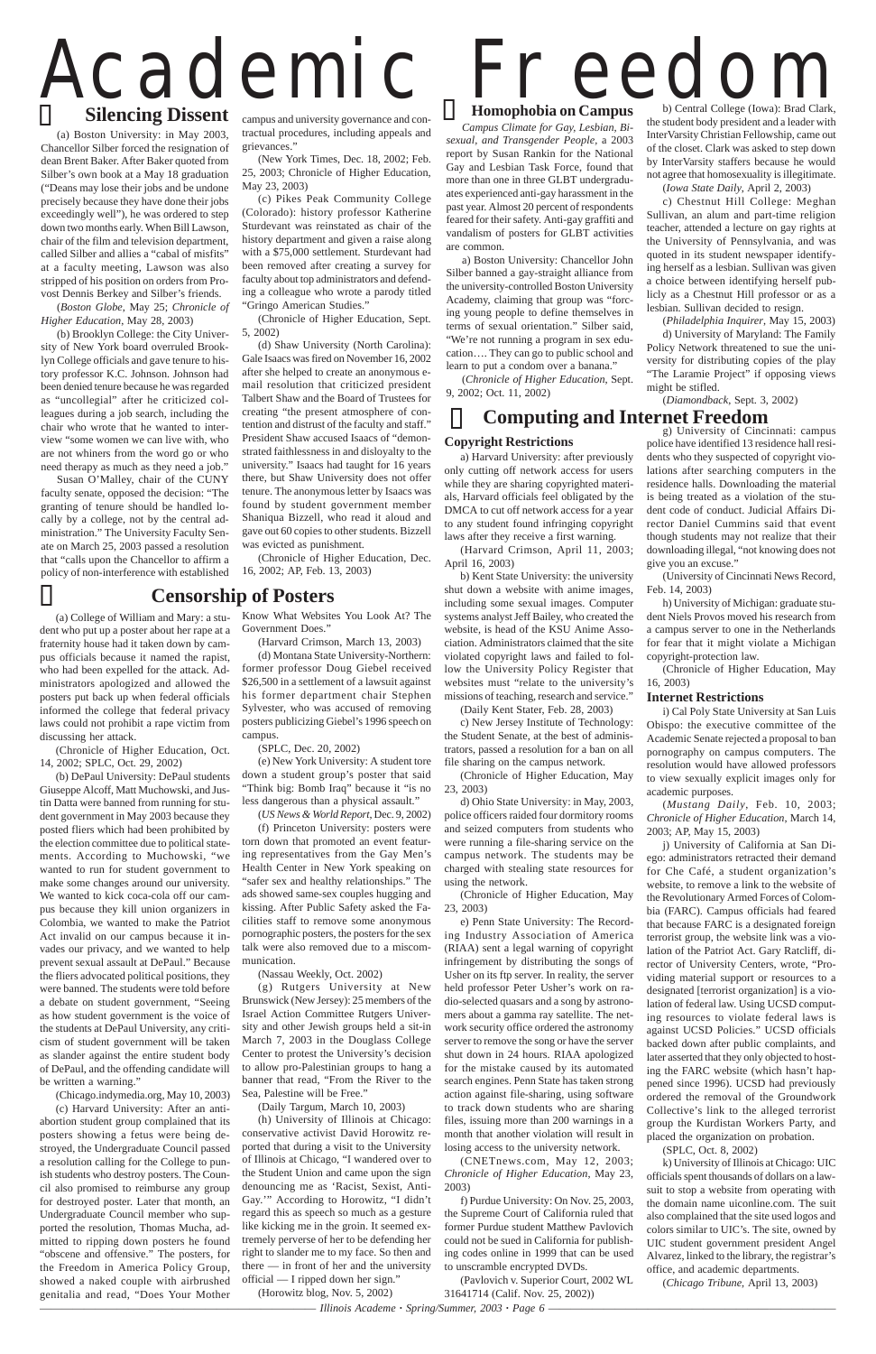# Academic Freedom

## Silencing Dissent

(a) Boston University: in May 2003, Chancellor Silber forced the resignation of dean Brent Baker. After Baker quoted from Silber's own book at a May 18 graduation ("Deans may lose their jobs and be undone precisely because they have done their jobs exceedingly well"), he was ordered to step down two months early. When Bill Lawson, chair of the film and television department, called Silber and allies a "cabal of misfits" at a faculty meeting, Lawson was also stripped of his position on orders from Provost Dennis Berkey and Silber's friends.

(*Boston Globe*, May 25; *Chronicle of Higher Education*, May 28, 2003)

(b) Brooklyn College: the City University of New York board overruled Brooklyn College officials and gave tenure to history professor K.C. Johnson. Johnson had been denied tenure because he was regarded as "uncollegial" after he criticized colleagues during a job search, including the chair who wrote that he wanted to interview "some women we can live with, who are not whiners from the word go or who need therapy as much as they need a job."

Susan O'Malley, chair of the CUNY faculty senate, opposed the decision: "The granting of tenure should be handled locally by a college, not by the central administration." The University Faculty Senate on March 25, 2003 passed a resolution that "calls upon the Chancellor to affirm a policy of non-interference with established campus and university governance and contractual procedures, including appeals and grievances."

(New York Times, Dec. 18, 2002; Feb. 25, 2003; Chronicle of Higher Education, May 23, 2003)

(c) Pikes Peak Community College (Colorado): history professor Katherine Sturdevant was reinstated as chair of the history department and given a raise along with a $75,000 settlement. Sturdevant had been removed after creating a survey for faculty about top administrators and defending a colleague who wrote a parody titled "Gringo American Studies."

(Chronicle of Higher Education, Sept. 5, 2002)

(d) Shaw University (North Carolina): Gale Isaacs was fired on November 16, 2002 after she helped to create an anonymous e-mail resolution that criticized president Talbert Shaw and the Board of Trustees for creating "the present atmosphere of contention and distrust of the faculty and staff." President Shaw accused Isaacs of "demonstrated faithlessness in and disloyalty to the university." Isaacs had taught for 16 years there, but Shaw University does not offer tenure. The anonymous letter by Isaacs was found by student government member Shaniqua Bizzell, who read it aloud and gave out 60 copies to other students. Bizzell was evicted as punishment.

(Chronicle of Higher Education, Dec. 16, 2002; AP, Feb. 13, 2003)

## Homophobia on Campus

*Campus Climate for Gay, Lesbian, Bisexual, and Transgender People*, a 2003 report by Susan Rankin for the National Gay and Lesbian Task Force, found that more than one in three GLBT undergraduates experienced anti-gay harassment in the past year. Almost 20 percent of respondents feared for their safety. Anti-gay graffiti and vandalism of posters for GLBT activities are common.

a) Boston University: Chancellor John Silber banned a gay-straight alliance from the university-controlled Boston University Academy, claiming that group was "forcing young people to define themselves in terms of sexual orientation." Silber said, "We're not running a program in sex education…. They can go to public school and learn to put a condom over a banana."

(*Chronicle of Higher Education*, Sept. 9, 2002; Oct. 11, 2002)

b) Central College (Iowa): Brad Clark, the student body president and a leader with InterVarsity Christian Fellowship, came out of the closet. Clark was asked to step down by InterVarsity staffers because he would not agree that homosexuality is illegitimate.

(*Iowa State Daily*, April 2, 2003)

c) Chestnut Hill College: Meghan Sullivan, an alum and part-time religion teacher, attended a lecture on gay rights at the University of Pennsylvania, and was quoted in its student newspaper identifying herself as a lesbian. Sullivan was given a choice between identifying herself publicly as a Chestnut Hill professor or as a lesbian. Sullivan decided to resign.

(*Philadelphia Inquirer*, May 15, 2003)

d) University of Maryland: The Family Policy Network threatened to sue the university for distributing copies of the play "The Laramie Project" if opposing views might be stifled.

(*Diamondback*, Sept. 3, 2002)

## Censorship of Posters

(a) College of William and Mary: a student who put up a poster about her rape at a fraternity house had it taken down by campus officials because it named the rapist, who had been expelled for the attack. Administrators apologized and allowed the posters put back up when federal officials informed the college that federal privacy laws could not prohibit a rape victim from discussing her attack.

(Chronicle of Higher Education, Oct. 14, 2002; SPLC, Oct. 29, 2002)

(b) DePaul University: DePaul students Giuseppe Alcoff, Matt Muchowski, and Justin Datta were banned from running for student government in May 2003 because they posted fliers which had been prohibited by the election committee due to political statements. According to Muchowski, "we wanted to run for student government to make some changes around our university. We wanted to kick coca-cola off our campus because they kill union organizers in Colombia, we wanted to make the Patriot Act invalid on our campus because it invades our privacy, and we wanted to help prevent sexual assault at DePaul." Because the fliers advocated political positions, they were banned. The students were told before a debate on student government, "Seeing as how student government is the voice of the students at DePaul University, any criticism of student government will be taken as slander against the entire student body of DePaul, and the offending candidate will be written a warning."

(Chicago.indymedia.org, May 10, 2003)

(c) Harvard University: After an anti-abortion student group complained that its posters showing a fetus were being destroyed, the Undergraduate Council passed a resolution calling for the College to punish students who destroy posters. The Council also promised to reimburse any group for destroyed poster. Later that month, an Undergraduate Council member who supported the resolution, Thomas Mucha, admitted to ripping down posters he found "obscene and offensive." The posters, for the Freedom in America Policy Group, showed a naked couple with airbrushed genitalia and read, "Does Your Mother Know What Websites You Look At? The Government Does."

(Harvard Crimson, March 13, 2003)

(d) Montana State University-Northern: former professor Doug Giebel received $26,500 in a settlement of a lawsuit against his former department chair Stephen Sylvester, who was accused of removing posters publicizing Giebel's 1996 speech on campus.

(SPLC, Dec. 20, 2002)

(e) New York University: A student tore down a student group's poster that said "Think big: Bomb Iraq" because it "is no less dangerous than a physical assault."

(*US News & World Report*, Dec. 9, 2002)

(f) Princeton University: posters were torn down that promoted an event featuring representatives from the Gay Men's Health Center in New York speaking on "safer sex and healthy relationships." The ads showed same-sex couples hugging and kissing. After Public Safety asked the Facilities staff to remove some anonymous pornographic posters, the posters for the sex talk were also removed due to a miscommunication.

(Nassau Weekly, Oct. 2002)

(g) Rutgers University at New Brunswick (New Jersey): 25 members of the Israel Action Committee Rutgers University and other Jewish groups held a sit-in March 7, 2003 in the Douglass College Center to protest the University's decision to allow pro-Palestinian groups to hang a banner that read, "From the River to the Sea, Palestine will be Free."

(Daily Targum, March 10, 2003)

(h) University of Illinois at Chicago: conservative activist David Horowitz reported that during a visit to the University of Illinois at Chicago, "I wandered over to the Student Union and came upon the sign denouncing me as 'Racist, Sexist, Anti-Gay.'" According to Horowitz, "I didn't regard this as speech so much as a gesture like kicking me in the groin. It seemed extremely perverse of her to be defending her right to slander me to my face. So then and there — in front of her and the university official — I ripped down her sign."

(Horowitz blog, Nov. 5, 2002)

## Computing and Internet Freedom

### Copyright Restrictions

a) Harvard University: after previously only cutting off network access for users while they are sharing copyrighted materials, Harvard officials feel obligated by the DMCA to cut off network access for a year to any student found infringing copyright laws after they receive a first warning.

(Harvard Crimson, April 11, 2003; April 16, 2003)

b) Kent State University: the university shut down a website with anime images, including some sexual images. Computer systems analyst Jeff Bailey, who created the website, is head of the KSU Anime Association. Administrators claimed that the site violated copyright laws and failed to follow the University Policy Register that websites must "relate to the university's missions of teaching, research and service."

(Daily Kent Stater, Feb. 28, 2003)

c) New Jersey Institute of Technology: the Student Senate, at the best of administrators, passed a resolution for a ban on all file sharing on the campus network.

(Chronicle of Higher Education, May 23, 2003)

d) Ohio State University: in May, 2003, police officers raided four dormitory rooms and seized computers from students who were running a file-sharing service on the campus network. The students may be charged with stealing state resources for using the network.

(Chronicle of Higher Education, May 23, 2003)

e) Penn State University: The Recording Industry Association of America (RIAA) sent a legal warning of copyright infringement by distributing the songs of Usher on its ftp server. In reality, the server held professor Peter Usher's work on radio-selected quasars and a song by astronomers about a gamma ray satellite. The network security office ordered the astronomy server to remove the song or have the server shut down in 24 hours. RIAA apologized for the mistake caused by its automated search engines. Penn State has taken strong action against file-sharing, using software to track down students who are sharing files, issuing more than 200 warnings in a month that another violation will result in losing access to the university network.

(CNETnews.com, May 12, 2003; *Chronicle of Higher Education*, May 23, 2003)

f) Purdue University: On Nov. 25, 2003, the Supreme Court of California ruled that former Purdue student Matthew Pavlovich could not be sued in California for publishing codes online in 1999 that can be used to unscramble encrypted DVDs.

(Pavlovich v. Superior Court, 2002 WL 31641714 (Calif. Nov. 25, 2002))

g) University of Cincinnati: campus police have identified 13 residence hall residents who they suspected of copyright violations after searching computers in the residence halls. Downloading the material is being treated as a violation of the student code of conduct. Judicial Affairs Director Daniel Cummins said that event though students may not realize that their downloading illegal, "not knowing does not give you an excuse."

(University of Cincinnati News Record, Feb. 14, 2003)

h) University of Michigan: graduate student Niels Provos moved his research from a campus server to one in the Netherlands for fear that it might violate a Michigan copyright-protection law.

(Chronicle of Higher Education, May 16, 2003)

### Internet Restrictions

i) Cal Poly State University at San Luis Obispo: the executive committee of the Academic Senate rejected a proposal to ban pornography on campus computers. The resolution would have allowed professors to view sexually explicit images only for academic purposes.

(*Mustang Daily*, Feb. 10, 2003; *Chronicle of Higher Education*, March 14, 2003; AP, May 15, 2003)

j) University of California at San Diego: administrators retracted their demand for Che Café, a student organization's website, to remove a link to the website of the Revolutionary Armed Forces of Colombia (FARC). Campus officials had feared that because FARC is a designated foreign terrorist group, the website link was a violation of the Patriot Act. Gary Ratcliff, director of University Centers, wrote, "Providing material support or resources to a designated [terrorist organization] is a violation of federal law. Using UCSD computing resources to violate federal laws is against UCSD Policies." UCSD officials backed down after public complaints, and later asserted that they only objected to hosting the FARC website (which hasn't happened since 1996). UCSD had previously ordered the removal of the Groundwork Collective's link to the alleged terrorist group the Kurdistan Workers Party, and placed the organization on probation.

(SPLC, Oct. 8, 2002)

k) University of Illinois at Chicago: UIC officials spent thousands of dollars on a lawsuit to stop a website from operating with the domain name uiconline.com. The suit also complained that the site used logos and colors similar to UIC's. The site, owned by UIC student government president Angel Alvarez, linked to the library, the registrar's office, and academic departments.

(*Chicago Tribune*, April 13, 2003)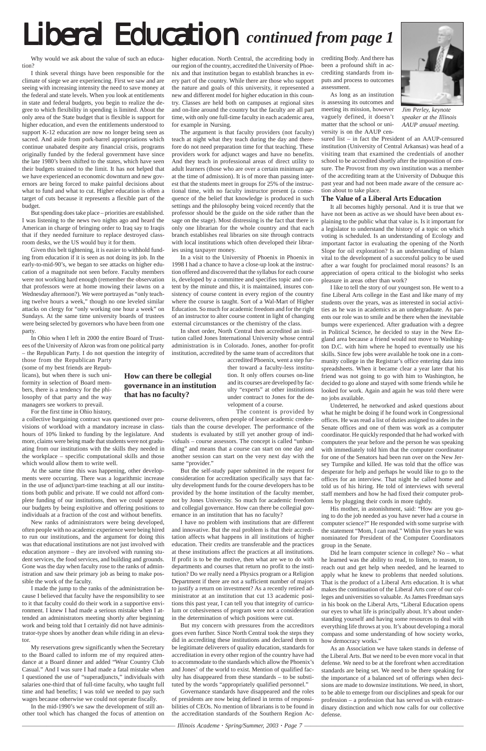# Liberal Education *continued from page 1*

Why would we ask about the value of such an education?

I think several things have been responsible for the climate of siege we are experiencing. First we saw and are seeing with increasing intensity the need to save money at the federal and state levels. When you look at entitlements in state and federal budgets, you begin to realize the degree to which flexibility in spending is limited. About the only area of the State budget that is flexible is support for higher education, and even the entitlements understood to support K-12 education are now no longer being seen as sacred. And aside from pork-barrel appropriations which continue unabated despite any financial crisis, programs originally funded by the federal government have since the late 1980's been shifted to the states, which have seen their budgets strained to the limit. It has not helped that we have experienced an economic downturn and new governors are being forced to make painful decisions about what to fund and what to cut. Higher education is often a target of cuts because it represents a flexible part of the budget.

But spending does take place – priorities are established. I was listening to the news two nights ago and heard the American in charge of bringing order to Iraq say to Iraqis that if they needed furniture to replace destroyed classroom desks, we the US would buy it for them.

Given this belt tightening, it is easier to withhold funding from education if it is seen as not doing its job. In the early-to-mid-90's, we began to see attacks on higher education of a magnitude not seen before. Faculty members were not working hard enough (remember the observation that professors were at home mowing their lawns on a Wednesday afternoon?). We were portrayed as "only teaching twelve hours a week," though no one leveled similar attacks on clergy for "only working one hour a week" on Sundays. At the same time university boards of trustees were being selected by governors who have been from one party.

In Ohio when I left in 2000 the entire Board of Trustees of the University of Akron was from one political party – the Republican Party. I do not question the integrity of those from the Republican Party (some of my best friends are Republicans), but when there is such uniformity in selection of Board members, there is a tendency for the philosophy of that party and the way managers see workers to prevail.

For the first time in Ohio history, a collective bargaining contract was questioned over provisions of workload with a mandatory increase in class-hours of 10% linked to funding by the legislature. And more, claims were being made that students were not graduating from our institutions with the skills they needed in the workplace – specific computational skills and those which would allow them to write well.

At the same time this was happening, other developments were occurring. There was a logarithmic increase in the use of adjunct/part-time teaching at all our institutions both public and private. If we could not afford complete funding of our institutions, then we could squeeze our budgets by being exploitive and offering positions to individuals at a fraction of the cost and without benefits.

New ranks of administrators were being developed, often people with no academic experience were being hired to run our institutions, and the argument for doing this was that educational institutions are not just involved with education anymore – they are involved with running student services, the food services, and building and grounds. Gone was the day when faculty rose to the ranks of administration and saw their primary job as being to make possible the work of the faculty.

I made the jump to the ranks of the administration because I believed that faculty have the responsibility to see to it that faculty could do their work in a supportive environment. I knew I had made a serious mistake when I attended an administrators meeting shortly after beginning work and being told that I certainly did not have administrator-type shoes by another dean while riding in an elevator.

My reservations grew significantly when the Secretary to the Board called to inform me of my required attendance at a Board dinner and added "Wear Country Club Casual." And I was sure I had made a fatal mistake when I questioned the use of "superadjuncts," individuals with salaries one-third that of full-time faculty, who taught full time and had benefits; I was told we needed to pay such wages because otherwise we could not operate fiscally.

In the mid-1990's we saw the development of still another tool which has changed the focus of attention on higher education. North Central, the accrediting body in our region of the country, accredited the University of Phoenix and that institution began to establish branches in every part of the country. While there are those who support the nature and goals of this university, it represented a new and different model for higher education in this country. Classes are held both on campuses at regional sites and on-line around the country but the faculty are all part time, with only one full-time faculty in each academic area, for example in Nursing.

The argument is that faculty providers (not faculty) teach at night what they teach during the day and therefore do not need preparation time for that teaching. These providers work for adjunct wages and have no benefits. And they teach in professional areas of direct utility to adult learners (those who are over a certain minimum age at the time of admission). It is of more than passing interest that the students meet in groups for 25% of the instructional time, with no faculty instructor present (a consequence of the belief that knowledge is produced in such settings and the philosophy being voiced recently that the professor should be the guide on the side rather than the sage on the stage). Most distressing is the fact that there is only one librarian for the whole country and that each branch establishes real libraries on site through contracts with local institutions which often developed their libraries using taxpayer money.

In a visit to the University of Phoenix in Phoenix in 1998 I had a chance to have a close-up look at the instruction offered and discovered that the syllabus for each course is, developed by a committee and specifies topic and content by the minute and this, it is maintained, insures consistency of course content in every region of the country where the course is taught. Sort of a Wal-Mart of Higher Education. So much for academic freedom and for the right of an instructor to alter course content in light of changing external circumstances or the chemistry of the class.

In short order, North Central then accredited an institution called Jones International University whose central administration is in Colorado. Jones, another for-profit institution, accredited by the same team of accreditors that accredited Phoenix, went a step further toward a faculty-less institution. It only offers courses on-line and its courses are developed by faculty "experts" at other institutions under contract to Jones for the development of a course.

**How can there be collegial governance in an institution that has no faculty?**

The content is provided by course deliverers, often people of lesser academic credentials than the course developer. The performance of the students is evaluated by still yet another group of individuals – course assessors. The concept is called "unbundling" and means that a course can start on one day and another session can start on the very next day with the same "provider."

But the self-study paper submitted in the request for consideration for accreditation specifically says that faculty development funds for the course developers has to be provided by the home institution of the faculty member, not by Jones University. So much for academic freedom and collegial governance. How can there be collegial governance in an institution that has no faculty?

I have no problem with institutions that are different and innovative. But the real problem is that their accreditation affects what happens in all institutions of higher education. Their credits are transferable and the practices at these institutions affect the practices at all institutions. If profit is to be the motive, then what are we to do with departments and courses that return no profit to the institution? Do we really need a Physics program or a Religion Department if there are not a sufficient number of majors to justify a return on investment? As a recently retired administrator at an institution that cut 13 academic positions this past year, I can tell you that integrity of curriculum or cohesiveness of program were not a consideration in the determination of which positions were cut.

But my concern with pressures from the accreditors goes even further. Since North Central took the steps they did in accrediting these institutions and declared them to be legitimate deliverers of quality education, standards for accreditation in every other region of the country have had to accommodate to the standards which allow the Phoenix's and Jones' of the world to exist. Mention of qualified faculty has disappeared from these standards – to be substituted by the words "appropriately qualified personnel."

Governance standards have disappeared and the roles of presidents are now being defined in terms of responsibilities of CEOs. No mention of librarians is to be found in the accreditation standards of the Southern Region Accrediting Body. And there has been a profound shift in accrediting standards from inputs and process to outcomes assessment.

As long as an institution is assessing its outcomes and meeting its mission, however vaguely defined, it doesn't matter that the school or university is on the AAUP censured list – in fact the President of an AAUP-censured institution (University of Central Arkansas) was head of a visiting team that examined the credentials of another school to be accredited shortly after the imposition of censure. The Provost from my own institution was a member of the accrediting team at the University of Dubuque this past year and had not been made aware of the censure action about to take place.

*Jim Perley, keynote speaker at the Illinois AAUP anuual meeting.*

### The Value of a Liberal Arts Education

It all becomes highly personal. And it is true that we have not been as active as we should have been about explaining to the public what that value is. Is it important for a legislator to understand the history of a topic on which voting is scheduled. Is an understanding of Ecology and important factor in evaluating the opening of the North Slope for oil exploration? Is an understanding of Islam vital to the development of a successful policy to be used after a war fought for proclaimed moral reasons? Is an appreciation of opera critical to the biologist who seeks pleasure in areas other than work?

I like to tell the story of our youngest son. He went to a fine Liberal Arts college in the East and like many of my students over the years, was as interested in social activities as he was in academics as an undergraduate. As parents our role was to smile and be there when the inevitable bumps were experienced. After graduation with a degree in Political Science, he decided to stay in the New England area because a friend would not move to Washington D.C. with him where he hoped to eventually use his skills. Since few jobs were available he took one in a community college in the Registrar's office entering data into spreadsheets. When it became clear a year later that his friend was not going to go with him to Washington, he decided to go alone and stayed with some friends while he looked for work. Again and again he was told there were no jobs available.

Undeterred, he networked and asked questions about what he might be doing if he found work in Congressional offices. He was read a list of duties assigned to aides in the Senate offices and one of them was work as a computer coordinator. He quickly responded that he had worked with computers the year before and the person he was speaking with immediately told him that the computer coordinator for one of the Senators had been run over on the New Jersey Turnpike and killed. He was told that the office was desperate for help and perhaps he would like to go to the offices for an interview. That night he called home and told us of his hiring. He told of interviews with several staff members and how he had fixed their computer problems by plugging their cords in more tightly.

His mother, in astonishment, said: "How are you going to do the job needed as you have never had a course in computer science?" He responded with some surprise with the statement "Mom, I can read." Within five years he was nominated for President of the Computer Coordinators group in the Senate.

Did he learn computer science in college? No – what he learned was the ability to read, to listen, to reason, to reach out and get help when needed, and he learned to apply what he knew to problems that needed solutions. That is the product of a Liberal Arts education. It is what makes the continuation of the Liberal Arts core of our colleges and universities so valuable. As James Freedman says in his book on the Liberal Arts, "Liberal Education opens our eyes to what life is principally about. It's about understanding yourself and having some resources to deal with everything life throws at you. It's about developing a moral compass and some understanding of how society works, how democracy works."

As an Association we have taken stands in defense of the Liberal Arts. But we need to be even more vocal in that defense. We need to be at the forefront when accreditation standards are being set. We need to be there speaking for the importance of a balanced set of offerings when decisions are made to downsize institutions. We need, in short, to be able to emerge from our disciplines and speak for our profession – a profession that has served us with extraordinary distinction and which now calls for our collective defense.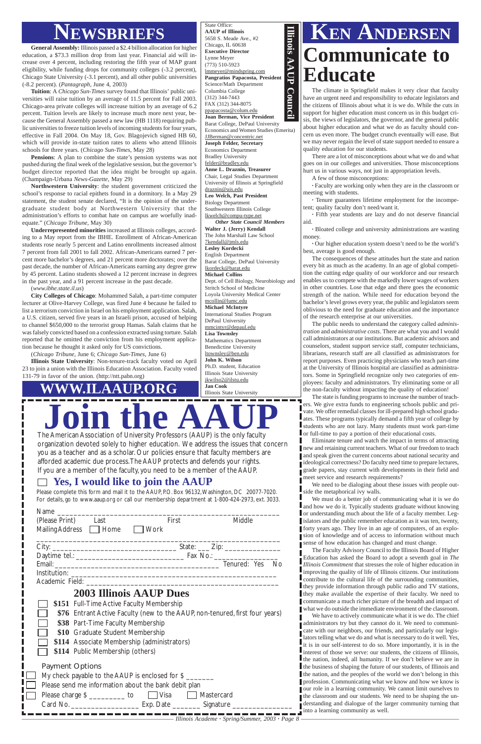# Newsbriefs

**General Assembly:** Illinois passed a $2.4 billion allocation for higher education, a $73.3 million drop from last year. Financial aid will increase over 4 percent, including restoring the fifth year of MAP grant eligibility, while funding drops for community colleges (-3.2 percent), Chicago State University (-3.1 percent), and all other public universities (-8.2 percent). (*Pantagraph*, June 4, 2003)

**Tuition**: A *Chicago Sun-Times* survey found that Illinois' public universities will raise tuition by an average of 11.5 percent for Fall 2003. Chicago-area private colleges will increase tuition by an average of 6.2 percent. Tuition levels are likely to increase much more next year, because the General Assembly passed a new law (HB 1118) requiring public universities to freeze tuition levels of incoming students for four years, effective in Fall 2004. On May 18, Gov. Blagojevich signed HB 60, which will provide in-state tuition rates to aliens who attend Illinois schools for three years. (*Chicago Sun-Times*, May 28)

**Pensions**: A plan to combine the state's pension systems was not pushed during the final week of the legislative session, but the governor's budget director reported that the idea might be brought up again. (Champaign-Urbana *News-Gazette*, May 29)

**Northwestern University**: the student government criticized the school's response to racial epithets found in a dormitory. In a May 29 statement, the student senate declared, "It is the opinion of the undergraduate student body at Northwestern University that the administration's efforts to combat hate on campus are woefully inadequate." (*Chicago Tribune*, May 30)

**Underrepresented minorities** increased at Illinois colleges, according to a May report from the IBHE. Enrollment of African-American students rose nearly 5 percent and Latino enrollments increased almost 7 percent from fall 2001 to fall 2002. African-Americans earned 7 percent more bachelor's degrees, and 21 percent more doctorates; over the past decade, the number of African-Americans earning any degree grew by 45 percent. Latino students showed a 12 percent increase in degrees in the past year, and a 91 percent increase in the past decade.

(*www.ibhe.state.il.us*)

**City Colleges of Chicago**: Mohammed Salah, a part-time computer lecturer at Olive-Harvey College, was fired June 4 because he failed to list a terrorism conviction in Israel on his employment application. Salah, a U.S. citizen, served five years in an Israeli prison, accused of helping to channel $650,000 to the terrorist group Hamas. Salah claims that he was falsely convicted based on a confession extracted using torture. Salah reported that he omitted the conviction from his employment application because he thought it asked only for US convictions.

(*Chicago Tribune*, June 6; *Chicago Sun-Times*, June 6)

**Illinois State University**: Non-tenure-track faculty voted on April 23 to join a union with the Illinois Education Association. Faculty voted 131-79 in favor of the union. (http://ntt.pabn.org)

## WWW.ILAAUP.ORG

## Illinois AAUP Council

State Office:
**AAUP of Illinois**
5658 S. Meade Ave., #2
Chicago, IL 60638
**Executive Director**
Lynne Meyer
(773) 510-5923
lmmeyer@mindspring.com

**Pangratios Papacosta, President**
Science/Math Department
Columbia College
(312) 344-7443
FAX (312) 344-8075
ppapacosta@colum.edu

**Joan Berman, Vice President**
Barat College, DePaul University
Economics and Women Studies (Emerita)
JJBerman@concentric.net

**Joseph Felder, Secretary**
Economics Department
Bradley University
felder@bradley.edu

**Anne L. Draznin, Treasurer**
Chair, Legal Studies Department
University of Illinois at Springfield
draznin@uis.edu

**Leo Welch, Past President**
Biology Department
Southwestern Illinois College
lkwelch@compu-type.net

***Other State Council Members***

**Walter J. (Jerry) Kendall**
The John Marshall Law School
7kendall@jmls.edu

**Lesley Kordecki**
English Department
Barat College, DePaul University
lkordeck@barat.edu

**Michael Collins**
Dept. of Cell Biology, Neurobiology and Stritch School of Medicine
Loyola University Medical Center
mcollin@lumc.edu

**Michael McIntyre**
International Studies Program
DePaul University
mmcintyr@depaul.edu

**Lisa Townsley**
Mathematics Department
Benedictine University
ltownsley@ben.edu

**John K. Wilson**
Ph.D. student, Education
Illinois State University
jkwilso2@ilstu.edu

**Jan Cook**
Illinois State University

# Join the AAUP

The American Association of University Professors (AAUP) is the only faculty organization devoted solely to higher education. We address the issues that concern you as a teacher and as a scholar. Our policies ensure that faculty members are afforded academic due process. The AAUP protects and defends your rights. If you are a member of the faculty, you need to be a member of the AAUP.

## ☐ Yes, I would like to join the AAUP

Please complete this form and mail it to the AAUP, P.O. Box 96132, Washington, DC 20077-7020. For details, go to www.aaup.org or call our membership department at 1-800-424-2973, ext. 3033.

Name ______________________________________________
(Please Print) Last First Middle
Mailing Address ☐ Home ☐ Work
______________________________________________
City: ____________________ State: ___ Zip: __________
Daytime tel.: ____________________ Fax No.: __________
Email: ______________________________ Tenured: Yes No
Institution: ______________________________________
Academic Field: ___________________________________

### 2003 Illinois AAUP Dues

- ☐ **$151** Full-Time Active Faculty Membership
- ☐ **$76** Entrant Active Faculty (new to the AAUP, non-tenured, first four years)
- ☐ **$38** Part-Time Faculty Membership
- ☐ **$10** Graduate Student Membership
- ☐ **$114** Associate Membership (administrators)
- ☐ **$114** Public Membership (others)

Payment Options

- ☐ My check payable to the AAUP is enclosed for $ _______
- ☐ Please send me information about the bank debit plan
- ☐ Please charge $ _________ to ☐ Visa ☐ Mastercard

Card No. ________________ Exp. Date _______ Signature ______________

# Ken Andersen

# Communicate to Educate

The climate in Springfield makes it very clear that faculty have an urgent need and responsibility to educate legislators and the citizens of Illinois about what it is we do. While the cuts in support for higher education must concern us in this budget crisis, the views of legislators, the governor, and the general public about higher education and what we do as faculty should concern us even more. The budget crunch eventually will ease. But we may never regain the level of state support needed to ensure a quality education for our students.

There are a lot of misconceptions about what we do and what goes on in our colleges and universities. Those misconceptions hurt us in various ways, not just in appropriation levels.

A few of those misconceptions:

- Faculty are working only when they are in the classroom or meeting with students.
- Tenure guarantees lifetime employment for the incompetent; quality faculty don't need/want it.
- Fifth year students are lazy and do not deserve financial aid.
- Bloated college and university administrations are wasting money.
- Our higher education system doesn't need to be the world's best, average is good enough.

The consequences of these attitudes hurt the state and nation every bit as much as the academy. In an age of global competition the cutting edge quality of our workforce and our research enables us to compete with the markedly lower wages of workers in other countries. Lose that edge and there goes the economic strength of the nation. While need for education beyond the bachelor's level grows every year, the public and legislators seem oblivious to the need for graduate education and the importance of the research enterprise at our universities.

The public needs to understand the category called *administration* and *administrative costs*. There are what you and I would call administrators at our institutions. But academic advisors and counselors, student support service staff, computer technicians, librarians, research staff are all classified as administrators for report purposes. Even practicing physicians who teach part-time at the University of Illinois hospital are classified as administrators. Some in Springfield recognize only two categories of employees: faculty and administrators. Try eliminating some or all the non-faculty without impacting the quality of education!

The state is funding programs to increase the number of teachers. We give extra funds to engineering schools public and private. We offer remedial classes for ill-prepared high school graduates. These programs typically demand a fifth year of college by students who are not lazy. Many students must work part-time or full-time to pay a portion of their educational costs.

Eliminate tenure and watch the impact in terms of attracting new and retaining current teachers. What of our freedom to teach and speak given the current concerns about national security and ideological correctness? Do faculty need time to prepare lectures, grade papers, stay current with developments in their field and meet service and research requirements?

We need to be dialoging about these issues with people outside the metaphorical ivy walls.

We must do a better job of communicating what it is we do and how we do it. Typically students graduate without knowing or understanding much about the life of a faculty member. Legislators and the public remember education as it was ten, twenty, forty years ago. They live in an age of computers, of an explosion of knowledge and of access to information without much sense of how education has changed and must change.

The Faculty Advisory Council to the Illinois Board of Higher Education has asked the Board to adopt a seventh goal in *The Illinois Commitment* that stresses the role of higher education in improving the quality of life of Illinois citizens. Our institutions contribute to the cultural life of the surrounding communities, they provide information through public radio and TV stations, they make available the expertise of their faculty. We need to communicate a much richer picture of the breadth and impact of what we do outside the immediate environment of the classroom.

We have to actively communicate what it is we do. The chief administrators try but they cannot do it. We need to communicate with our neighbors, our friends, and particularly our legislators telling what we do and what is necessary to do it well. Yes, it is in our self-interest to do so. More importantly, it is in the interest of those we serve: our students, the citizens of Illinois, the nation, indeed, all humanity. If we don't believe we are in the business of shaping the future of our students, of Illinois and the nation, and the peoples of the world we don't belong in this profession. Communicating what we know and how we know is our role in a learning community. We cannot limit ourselves to the classroom and our students. We need to be shaping the understanding and dialogue of the larger community turning that into a learning community as well.